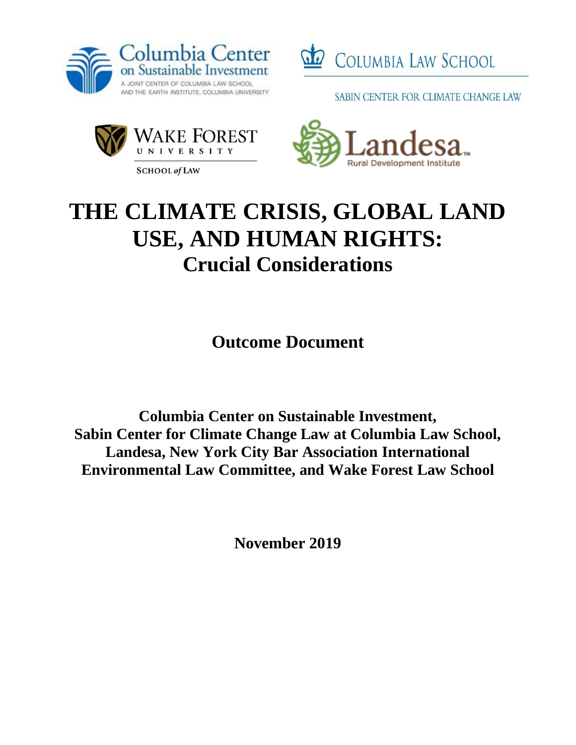Columbia Center on Sustainable Investment
A JOINT CENTER OF COLUMBIA LAW SCHOOL AND THE EARTH INSTITUTE, COLUMBIA UNIVERSITY

COLUMBIA LAW SCHOOL
SABIN CENTER FOR CLIMATE CHANGE LAW

WAKE FOREST UNIVERSITY
SCHOOL of LAW

Landesa
Rural Development Institute

# THE CLIMATE CRISIS, GLOBAL LAND USE, AND HUMAN RIGHTS:

## Crucial Considerations

**Outcome Document**

**Columbia Center on Sustainable Investment, Sabin Center for Climate Change Law at Columbia Law School, Landesa, New York City Bar Association International Environmental Law Committee, and Wake Forest Law School**

**November 2019**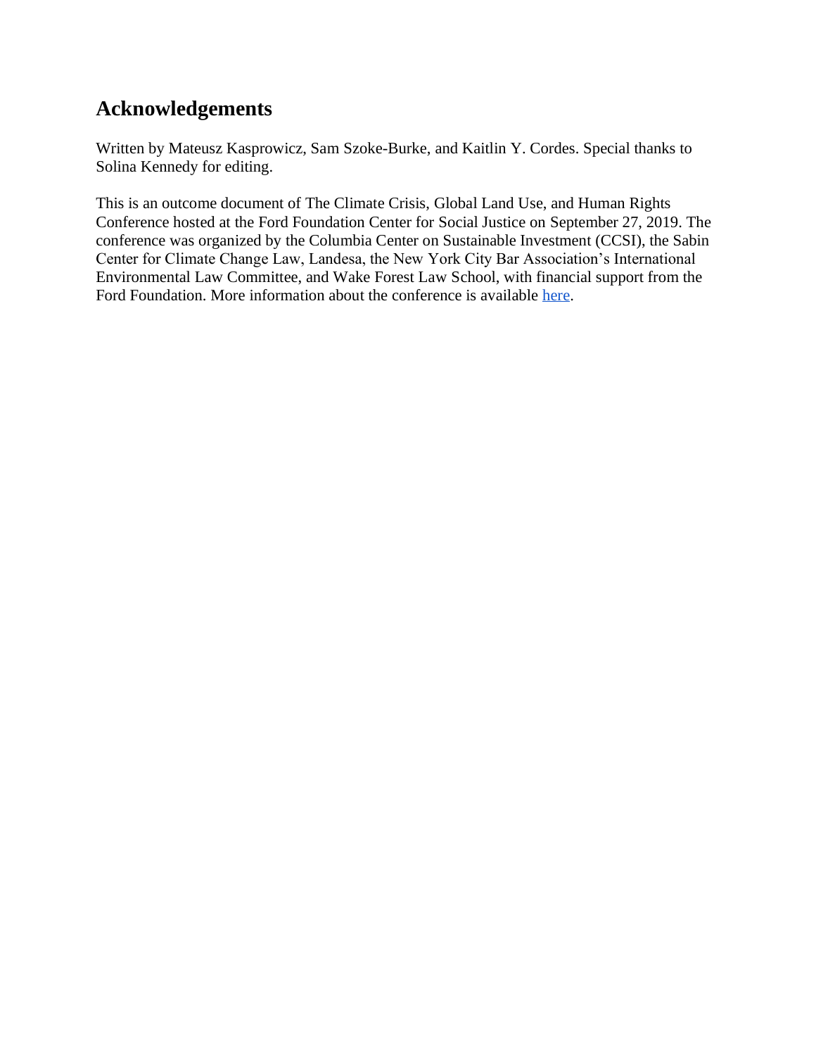## Acknowledgements

Written by Mateusz Kasprowicz, Sam Szoke-Burke, and Kaitlin Y. Cordes. Special thanks to Solina Kennedy for editing.

This is an outcome document of The Climate Crisis, Global Land Use, and Human Rights Conference hosted at the Ford Foundation Center for Social Justice on September 27, 2019. The conference was organized by the Columbia Center on Sustainable Investment (CCSI), the Sabin Center for Climate Change Law, Landesa, the New York City Bar Association's International Environmental Law Committee, and Wake Forest Law School, with financial support from the Ford Foundation. More information about the conference is available here.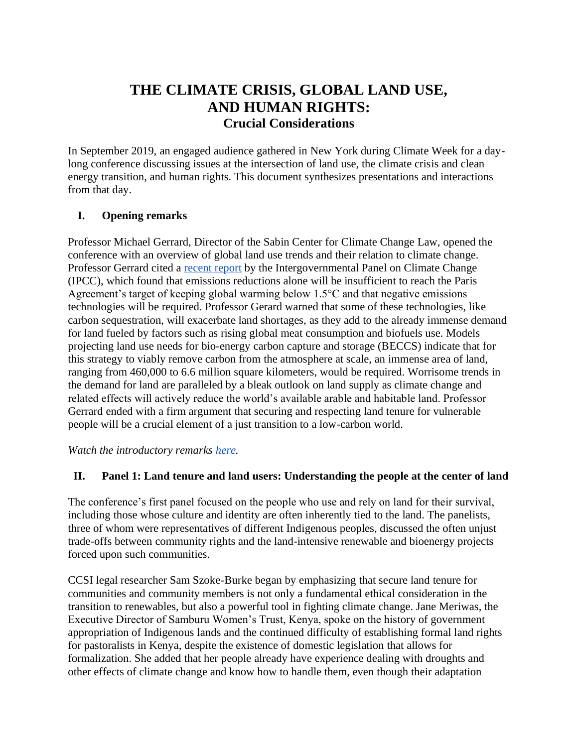# THE CLIMATE CRISIS, GLOBAL LAND USE, AND HUMAN RIGHTS:
## Crucial Considerations

In September 2019, an engaged audience gathered in New York during Climate Week for a day-long conference discussing issues at the intersection of land use, the climate crisis and clean energy transition, and human rights. This document synthesizes presentations and interactions from that day.

### I. Opening remarks

Professor Michael Gerrard, Director of the Sabin Center for Climate Change Law, opened the conference with an overview of global land use trends and their relation to climate change. Professor Gerrard cited a [recent report](#) by the Intergovernmental Panel on Climate Change (IPCC), which found that emissions reductions alone will be insufficient to reach the Paris Agreement's target of keeping global warming below 1.5°C and that negative emissions technologies will be required. Professor Gerard warned that some of these technologies, like carbon sequestration, will exacerbate land shortages, as they add to the already immense demand for land fueled by factors such as rising global meat consumption and biofuels use. Models projecting land use needs for bio-energy carbon capture and storage (BECCS) indicate that for this strategy to viably remove carbon from the atmosphere at scale, an immense area of land, ranging from 460,000 to 6.6 million square kilometers, would be required. Worrisome trends in the demand for land are paralleled by a bleak outlook on land supply as climate change and related effects will actively reduce the world's available arable and habitable land. Professor Gerrard ended with a firm argument that securing and respecting land tenure for vulnerable people will be a crucial element of a just transition to a low-carbon world.

*Watch the introductory remarks [here](#).*

### II. Panel 1: Land tenure and land users: Understanding the people at the center of land

The conference's first panel focused on the people who use and rely on land for their survival, including those whose culture and identity are often inherently tied to the land. The panelists, three of whom were representatives of different Indigenous peoples, discussed the often unjust trade-offs between community rights and the land-intensive renewable and bioenergy projects forced upon such communities.

CCSI legal researcher Sam Szoke-Burke began by emphasizing that secure land tenure for communities and community members is not only a fundamental ethical consideration in the transition to renewables, but also a powerful tool in fighting climate change. Jane Meriwas, the Executive Director of Samburu Women's Trust, Kenya, spoke on the history of government appropriation of Indigenous lands and the continued difficulty of establishing formal land rights for pastoralists in Kenya, despite the existence of domestic legislation that allows for formalization. She added that her people already have experience dealing with droughts and other effects of climate change and know how to handle them, even though their adaptation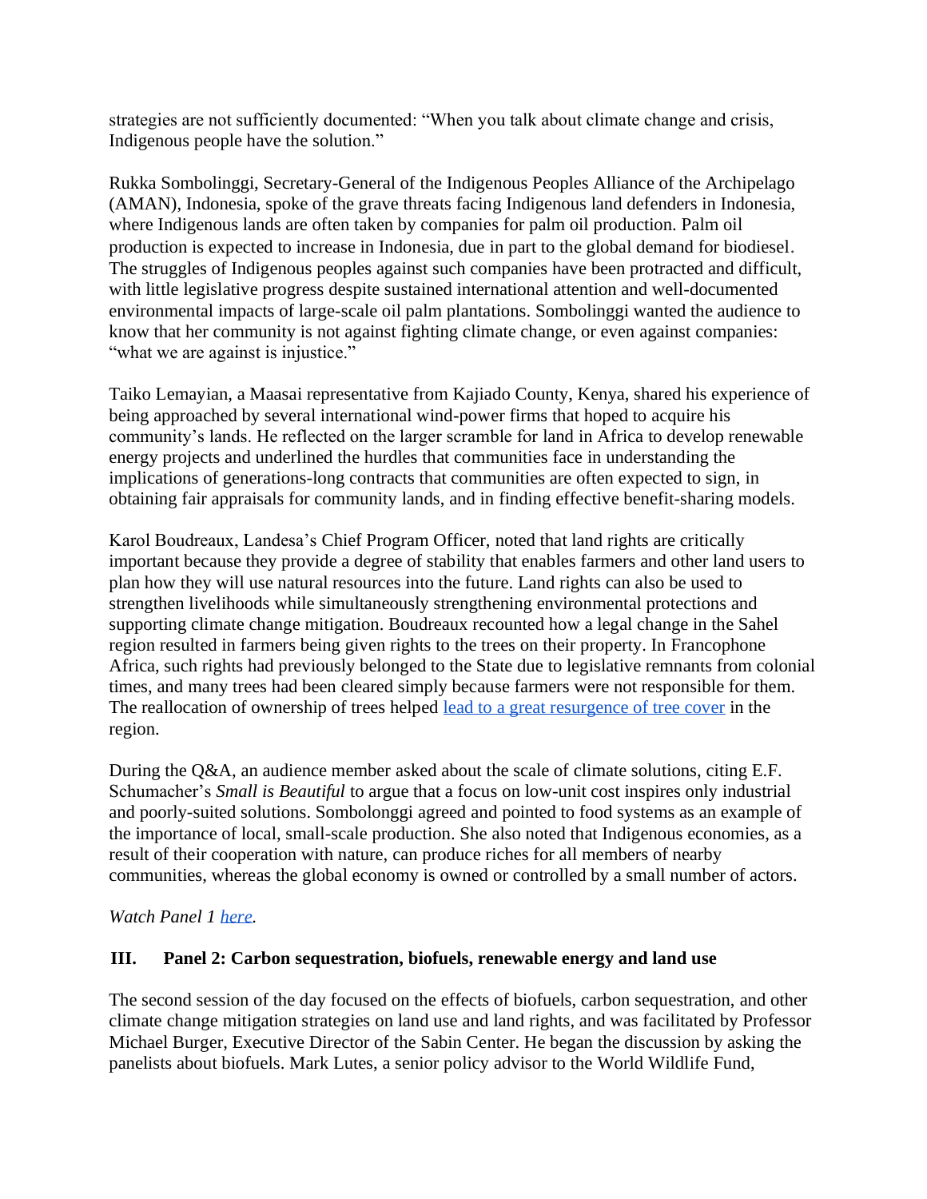strategies are not sufficiently documented: "When you talk about climate change and crisis, Indigenous people have the solution."

Rukka Sombolinggi, Secretary-General of the Indigenous Peoples Alliance of the Archipelago (AMAN), Indonesia, spoke of the grave threats facing Indigenous land defenders in Indonesia, where Indigenous lands are often taken by companies for palm oil production. Palm oil production is expected to increase in Indonesia, due in part to the global demand for biodiesel. The struggles of Indigenous peoples against such companies have been protracted and difficult, with little legislative progress despite sustained international attention and well-documented environmental impacts of large-scale oil palm plantations. Sombolinggi wanted the audience to know that her community is not against fighting climate change, or even against companies: "what we are against is injustice."

Taiko Lemayian, a Maasai representative from Kajiado County, Kenya, shared his experience of being approached by several international wind-power firms that hoped to acquire his community's lands. He reflected on the larger scramble for land in Africa to develop renewable energy projects and underlined the hurdles that communities face in understanding the implications of generations-long contracts that communities are often expected to sign, in obtaining fair appraisals for community lands, and in finding effective benefit-sharing models.

Karol Boudreaux, Landesa's Chief Program Officer, noted that land rights are critically important because they provide a degree of stability that enables farmers and other land users to plan how they will use natural resources into the future. Land rights can also be used to strengthen livelihoods while simultaneously strengthening environmental protections and supporting climate change mitigation. Boudreaux recounted how a legal change in the Sahel region resulted in farmers being given rights to the trees on their property. In Francophone Africa, such rights had previously belonged to the State due to legislative remnants from colonial times, and many trees had been cleared simply because farmers were not responsible for them. The reallocation of ownership of trees helped lead to a great resurgence of tree cover in the region.

During the Q&A, an audience member asked about the scale of climate solutions, citing E.F. Schumacher's *Small is Beautiful* to argue that a focus on low-unit cost inspires only industrial and poorly-suited solutions. Sombolonggi agreed and pointed to food systems as an example of the importance of local, small-scale production. She also noted that Indigenous economies, as a result of their cooperation with nature, can produce riches for all members of nearby communities, whereas the global economy is owned or controlled by a small number of actors.

*Watch Panel 1 here.*

## III. Panel 2: Carbon sequestration, biofuels, renewable energy and land use

The second session of the day focused on the effects of biofuels, carbon sequestration, and other climate change mitigation strategies on land use and land rights, and was facilitated by Professor Michael Burger, Executive Director of the Sabin Center. He began the discussion by asking the panelists about biofuels. Mark Lutes, a senior policy advisor to the World Wildlife Fund,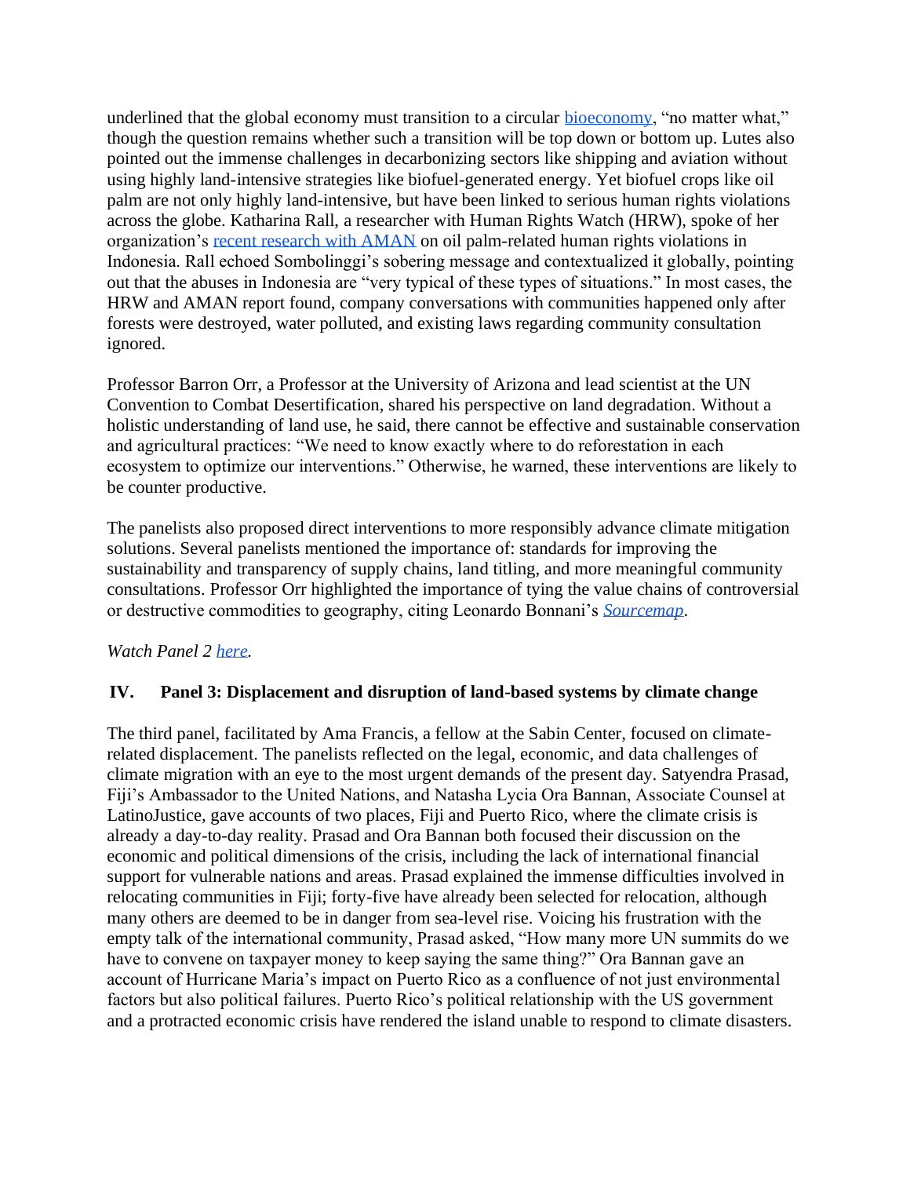underlined that the global economy must transition to a circular bioeconomy, "no matter what," though the question remains whether such a transition will be top down or bottom up. Lutes also pointed out the immense challenges in decarbonizing sectors like shipping and aviation without using highly land-intensive strategies like biofuel-generated energy. Yet biofuel crops like oil palm are not only highly land-intensive, but have been linked to serious human rights violations across the globe. Katharina Rall, a researcher with Human Rights Watch (HRW), spoke of her organization's recent research with AMAN on oil palm-related human rights violations in Indonesia. Rall echoed Sombolinggi's sobering message and contextualized it globally, pointing out that the abuses in Indonesia are "very typical of these types of situations." In most cases, the HRW and AMAN report found, company conversations with communities happened only after forests were destroyed, water polluted, and existing laws regarding community consultation ignored.

Professor Barron Orr, a Professor at the University of Arizona and lead scientist at the UN Convention to Combat Desertification, shared his perspective on land degradation. Without a holistic understanding of land use, he said, there cannot be effective and sustainable conservation and agricultural practices: "We need to know exactly where to do reforestation in each ecosystem to optimize our interventions." Otherwise, he warned, these interventions are likely to be counter productive.

The panelists also proposed direct interventions to more responsibly advance climate mitigation solutions. Several panelists mentioned the importance of: standards for improving the sustainability and transparency of supply chains, land titling, and more meaningful community consultations. Professor Orr highlighted the importance of tying the value chains of controversial or destructive commodities to geography, citing Leonardo Bonnani's *Sourcemap*.

*Watch Panel 2 here.*

## IV. Panel 3: Displacement and disruption of land-based systems by climate change

The third panel, facilitated by Ama Francis, a fellow at the Sabin Center, focused on climate-related displacement. The panelists reflected on the legal, economic, and data challenges of climate migration with an eye to the most urgent demands of the present day. Satyendra Prasad, Fiji's Ambassador to the United Nations, and Natasha Lycia Ora Bannan, Associate Counsel at LatinoJustice, gave accounts of two places, Fiji and Puerto Rico, where the climate crisis is already a day-to-day reality. Prasad and Ora Bannan both focused their discussion on the economic and political dimensions of the crisis, including the lack of international financial support for vulnerable nations and areas. Prasad explained the immense difficulties involved in relocating communities in Fiji; forty-five have already been selected for relocation, although many others are deemed to be in danger from sea-level rise. Voicing his frustration with the empty talk of the international community, Prasad asked, "How many more UN summits do we have to convene on taxpayer money to keep saying the same thing?" Ora Bannan gave an account of Hurricane Maria's impact on Puerto Rico as a confluence of not just environmental factors but also political failures. Puerto Rico's political relationship with the US government and a protracted economic crisis have rendered the island unable to respond to climate disasters.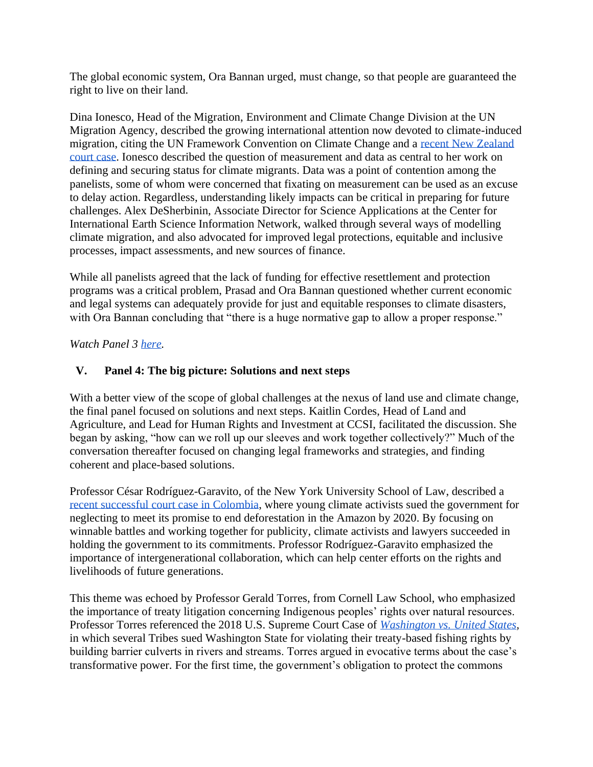The global economic system, Ora Bannan urged, must change, so that people are guaranteed the right to live on their land.

Dina Ionesco, Head of the Migration, Environment and Climate Change Division at the UN Migration Agency, described the growing international attention now devoted to climate-induced migration, citing the UN Framework Convention on Climate Change and a [recent New Zealand court case](). Ionesco described the question of measurement and data as central to her work on defining and securing status for climate migrants. Data was a point of contention among the panelists, some of whom were concerned that fixating on measurement can be used as an excuse to delay action. Regardless, understanding likely impacts can be critical in preparing for future challenges. Alex DeSherbinin, Associate Director for Science Applications at the Center for International Earth Science Information Network, walked through several ways of modelling climate migration, and also advocated for improved legal protections, equitable and inclusive processes, impact assessments, and new sources of finance.

While all panelists agreed that the lack of funding for effective resettlement and protection programs was a critical problem, Prasad and Ora Bannan questioned whether current economic and legal systems can adequately provide for just and equitable responses to climate disasters, with Ora Bannan concluding that "there is a huge normative gap to allow a proper response."

*Watch Panel 3 [here]().*

## V. Panel 4: The big picture: Solutions and next steps

With a better view of the scope of global challenges at the nexus of land use and climate change, the final panel focused on solutions and next steps. Kaitlin Cordes, Head of Land and Agriculture, and Lead for Human Rights and Investment at CCSI, facilitated the discussion. She began by asking, "how can we roll up our sleeves and work together collectively?" Much of the conversation thereafter focused on changing legal frameworks and strategies, and finding coherent and place-based solutions.

Professor César Rodríguez-Garavito, of the New York University School of Law, described a [recent successful court case in Colombia](), where young climate activists sued the government for neglecting to meet its promise to end deforestation in the Amazon by 2020. By focusing on winnable battles and working together for publicity, climate activists and lawyers succeeded in holding the government to its commitments. Professor Rodríguez-Garavito emphasized the importance of intergenerational collaboration, which can help center efforts on the rights and livelihoods of future generations.

This theme was echoed by Professor Gerald Torres, from Cornell Law School, who emphasized the importance of treaty litigation concerning Indigenous peoples' rights over natural resources. Professor Torres referenced the 2018 U.S. Supreme Court Case of [*Washington vs. United States*](), in which several Tribes sued Washington State for violating their treaty-based fishing rights by building barrier culverts in rivers and streams. Torres argued in evocative terms about the case's transformative power. For the first time, the government's obligation to protect the commons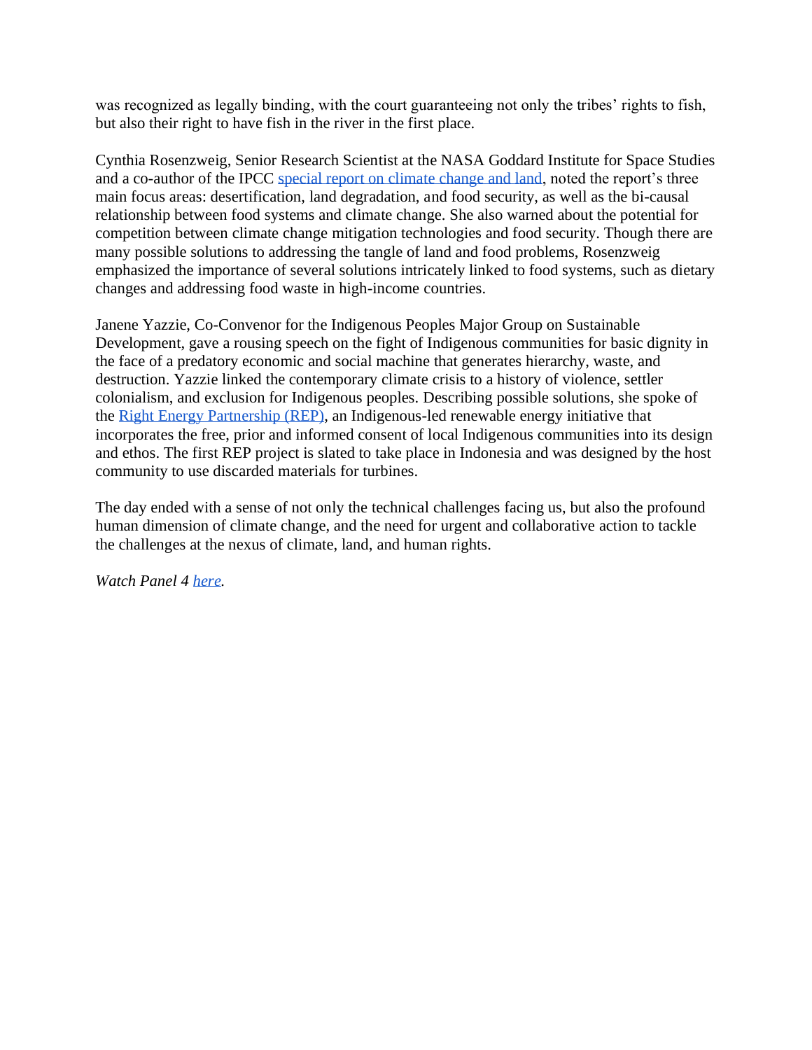was recognized as legally binding, with the court guaranteeing not only the tribes' rights to fish, but also their right to have fish in the river in the first place.

Cynthia Rosenzweig, Senior Research Scientist at the NASA Goddard Institute for Space Studies and a co-author of the IPCC [special report on climate change and land](), noted the report's three main focus areas: desertification, land degradation, and food security, as well as the bi-causal relationship between food systems and climate change. She also warned about the potential for competition between climate change mitigation technologies and food security. Though there are many possible solutions to addressing the tangle of land and food problems, Rosenzweig emphasized the importance of several solutions intricately linked to food systems, such as dietary changes and addressing food waste in high-income countries.

Janene Yazzie, Co-Convenor for the Indigenous Peoples Major Group on Sustainable Development, gave a rousing speech on the fight of Indigenous communities for basic dignity in the face of a predatory economic and social machine that generates hierarchy, waste, and destruction. Yazzie linked the contemporary climate crisis to a history of violence, settler colonialism, and exclusion for Indigenous peoples. Describing possible solutions, she spoke of the [Right Energy Partnership (REP)](), an Indigenous-led renewable energy initiative that incorporates the free, prior and informed consent of local Indigenous communities into its design and ethos. The first REP project is slated to take place in Indonesia and was designed by the host community to use discarded materials for turbines.

The day ended with a sense of not only the technical challenges facing us, but also the profound human dimension of climate change, and the need for urgent and collaborative action to tackle the challenges at the nexus of climate, land, and human rights.

*Watch Panel 4 [here]().*